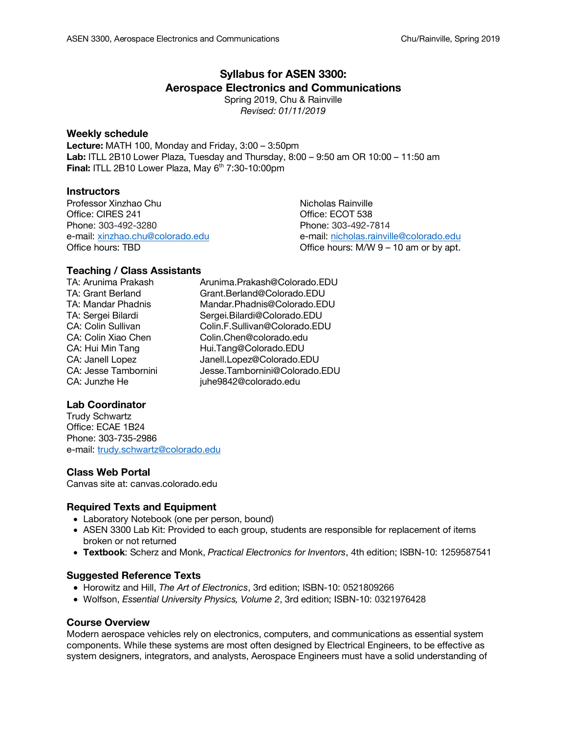# Syllabus for ASEN 3300:
# Aerospace Electronics and Communications

Spring 2019, Chu & Rainville
*Revised: 01/11/2019*

### Weekly schedule

**Lecture:** MATH 100, Monday and Friday, 3:00 – 3:50pm
**Lab:** ITLL 2B10 Lower Plaza, Tuesday and Thursday, 8:00 – 9:50 am OR 10:00 – 11:50 am
**Final:** ITLL 2B10 Lower Plaza, May 6th 7:30-10:00pm

### Instructors

Professor Xinzhao Chu
Office: CIRES 241
Phone: 303-492-3280
e-mail: xinzhao.chu@colorado.edu
Office hours: TBD

Nicholas Rainville
Office: ECOT 538
Phone: 303-492-7814
e-mail: nicholas.rainville@colorado.edu
Office hours: M/W 9 – 10 am or by apt.

### Teaching / Class Assistants

| | |
|---|---|
| TA: Arunima Prakash | Arunima.Prakash@Colorado.EDU |
| TA: Grant Berland | Grant.Berland@Colorado.EDU |
| TA: Mandar Phadnis | Mandar.Phadnis@Colorado.EDU |
| TA: Sergei Bilardi | Sergei.Bilardi@Colorado.EDU |
| CA: Colin Sullivan | Colin.F.Sullivan@Colorado.EDU |
| CA: Colin Xiao Chen | Colin.Chen@colorado.edu |
| CA: Hui Min Tang | Hui.Tang@Colorado.EDU |
| CA: Janell Lopez | Janell.Lopez@Colorado.EDU |
| CA: Jesse Tambornini | Jesse.Tambornini@Colorado.EDU |
| CA: Junzhe He | juhe9842@colorado.edu |

### Lab Coordinator

Trudy Schwartz
Office: ECAE 1B24
Phone: 303-735-2986
e-mail: trudy.schwartz@colorado.edu

### Class Web Portal

Canvas site at: canvas.colorado.edu

### Required Texts and Equipment

- Laboratory Notebook (one per person, bound)
- ASEN 3300 Lab Kit: Provided to each group, students are responsible for replacement of items broken or not returned
- **Textbook**: Scherz and Monk, *Practical Electronics for Inventors*, 4th edition; ISBN-10: 1259587541

### Suggested Reference Texts

- Horowitz and Hill, *The Art of Electronics*, 3rd edition; ISBN-10: 0521809266
- Wolfson, *Essential University Physics, Volume 2*, 3rd edition; ISBN-10: 0321976428

### Course Overview

Modern aerospace vehicles rely on electronics, computers, and communications as essential system components. While these systems are most often designed by Electrical Engineers, to be effective as system designers, integrators, and analysts, Aerospace Engineers must have a solid understanding of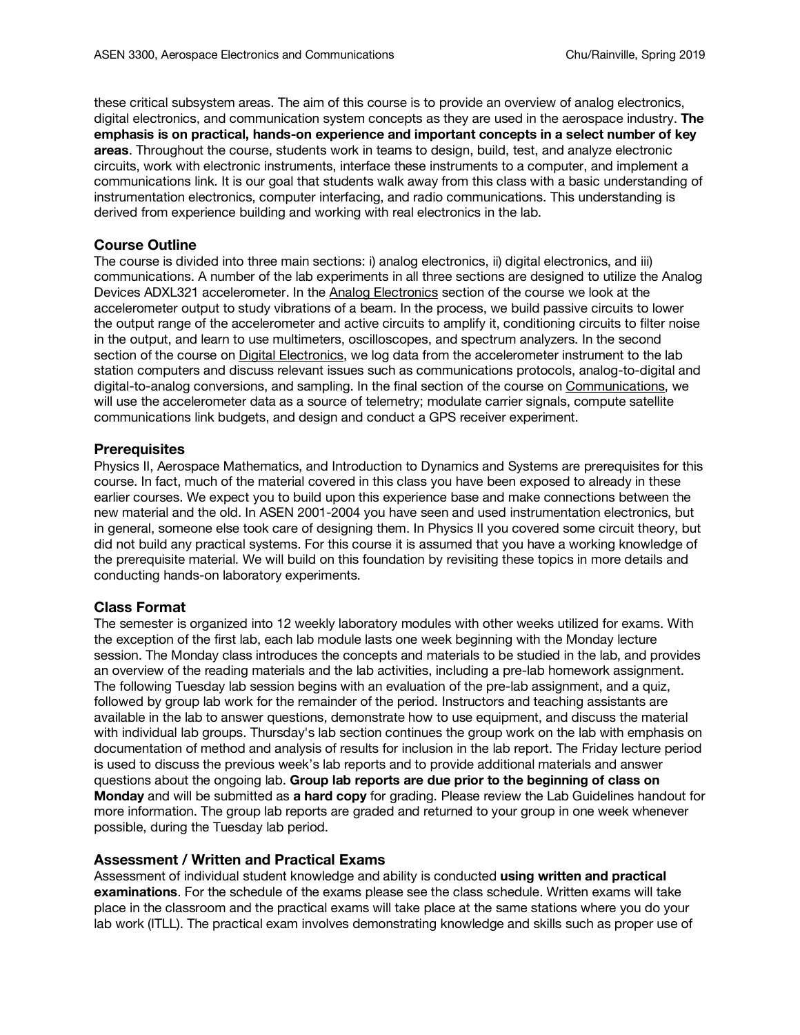these critical subsystem areas. The aim of this course is to provide an overview of analog electronics, digital electronics, and communication system concepts as they are used in the aerospace industry. **The emphasis is on practical, hands-on experience and important concepts in a select number of key areas**. Throughout the course, students work in teams to design, build, test, and analyze electronic circuits, work with electronic instruments, interface these instruments to a computer, and implement a communications link. It is our goal that students walk away from this class with a basic understanding of instrumentation electronics, computer interfacing, and radio communications. This understanding is derived from experience building and working with real electronics in the lab.

## Course Outline

The course is divided into three main sections: i) analog electronics, ii) digital electronics, and iii) communications. A number of the lab experiments in all three sections are designed to utilize the Analog Devices ADXL321 accelerometer. In the Analog Electronics section of the course we look at the accelerometer output to study vibrations of a beam. In the process, we build passive circuits to lower the output range of the accelerometer and active circuits to amplify it, conditioning circuits to filter noise in the output, and learn to use multimeters, oscilloscopes, and spectrum analyzers. In the second section of the course on Digital Electronics, we log data from the accelerometer instrument to the lab station computers and discuss relevant issues such as communications protocols, analog-to-digital and digital-to-analog conversions, and sampling. In the final section of the course on Communications, we will use the accelerometer data as a source of telemetry; modulate carrier signals, compute satellite communications link budgets, and design and conduct a GPS receiver experiment.

## Prerequisites

Physics II, Aerospace Mathematics, and Introduction to Dynamics and Systems are prerequisites for this course. In fact, much of the material covered in this class you have been exposed to already in these earlier courses. We expect you to build upon this experience base and make connections between the new material and the old. In ASEN 2001-2004 you have seen and used instrumentation electronics, but in general, someone else took care of designing them. In Physics II you covered some circuit theory, but did not build any practical systems. For this course it is assumed that you have a working knowledge of the prerequisite material. We will build on this foundation by revisiting these topics in more details and conducting hands-on laboratory experiments.

## Class Format

The semester is organized into 12 weekly laboratory modules with other weeks utilized for exams. With the exception of the first lab, each lab module lasts one week beginning with the Monday lecture session. The Monday class introduces the concepts and materials to be studied in the lab, and provides an overview of the reading materials and the lab activities, including a pre-lab homework assignment. The following Tuesday lab session begins with an evaluation of the pre-lab assignment, and a quiz, followed by group lab work for the remainder of the period. Instructors and teaching assistants are available in the lab to answer questions, demonstrate how to use equipment, and discuss the material with individual lab groups. Thursday's lab section continues the group work on the lab with emphasis on documentation of method and analysis of results for inclusion in the lab report. The Friday lecture period is used to discuss the previous week's lab reports and to provide additional materials and answer questions about the ongoing lab. **Group lab reports are due prior to the beginning of class on Monday** and will be submitted as **a hard copy** for grading. Please review the Lab Guidelines handout for more information. The group lab reports are graded and returned to your group in one week whenever possible, during the Tuesday lab period.

## Assessment / Written and Practical Exams

Assessment of individual student knowledge and ability is conducted **using written and practical examinations**. For the schedule of the exams please see the class schedule. Written exams will take place in the classroom and the practical exams will take place at the same stations where you do your lab work (ITLL). The practical exam involves demonstrating knowledge and skills such as proper use of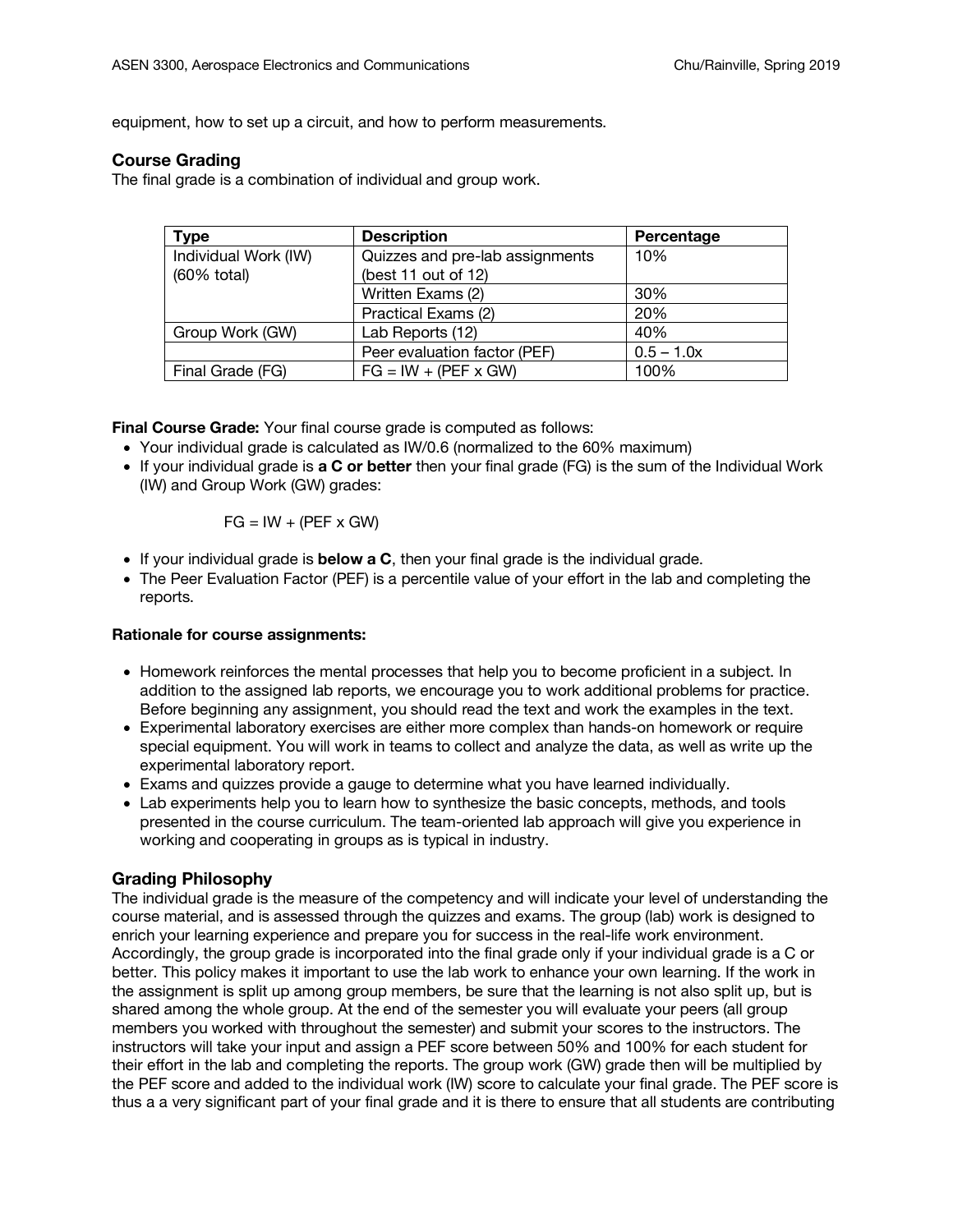equipment, how to set up a circuit, and how to perform measurements.

## Course Grading

The final grade is a combination of individual and group work.

| Type | Description | Percentage |
|---|---|---|
| Individual Work (IW) (60% total) | Quizzes and pre-lab assignments (best 11 out of 12) | 10% |
| | Written Exams (2) | 30% |
| | Practical Exams (2) | 20% |
| Group Work (GW) | Lab Reports (12) | 40% |
| | Peer evaluation factor (PEF) | 0.5 – 1.0x |
| Final Grade (FG) | FG = IW + (PEF x GW) | 100% |

**Final Course Grade:** Your final course grade is computed as follows:

- Your individual grade is calculated as IW/0.6 (normalized to the 60% maximum)
- If your individual grade is **a C or better** then your final grade (FG) is the sum of the Individual Work (IW) and Group Work (GW) grades:

  FG = IW + (PEF x GW)

- If your individual grade is **below a C**, then your final grade is the individual grade.
- The Peer Evaluation Factor (PEF) is a percentile value of your effort in the lab and completing the reports.

**Rationale for course assignments:**

- Homework reinforces the mental processes that help you to become proficient in a subject. In addition to the assigned lab reports, we encourage you to work additional problems for practice. Before beginning any assignment, you should read the text and work the examples in the text.
- Experimental laboratory exercises are either more complex than hands-on homework or require special equipment. You will work in teams to collect and analyze the data, as well as write up the experimental laboratory report.
- Exams and quizzes provide a gauge to determine what you have learned individually.
- Lab experiments help you to learn how to synthesize the basic concepts, methods, and tools presented in the course curriculum. The team-oriented lab approach will give you experience in working and cooperating in groups as is typical in industry.

## Grading Philosophy

The individual grade is the measure of the competency and will indicate your level of understanding the course material, and is assessed through the quizzes and exams. The group (lab) work is designed to enrich your learning experience and prepare you for success in the real-life work environment. Accordingly, the group grade is incorporated into the final grade only if your individual grade is a C or better. This policy makes it important to use the lab work to enhance your own learning. If the work in the assignment is split up among group members, be sure that the learning is not also split up, but is shared among the whole group. At the end of the semester you will evaluate your peers (all group members you worked with throughout the semester) and submit your scores to the instructors. The instructors will take your input and assign a PEF score between 50% and 100% for each student for their effort in the lab and completing the reports. The group work (GW) grade then will be multiplied by the PEF score and added to the individual work (IW) score to calculate your final grade. The PEF score is thus a a very significant part of your final grade and it is there to ensure that all students are contributing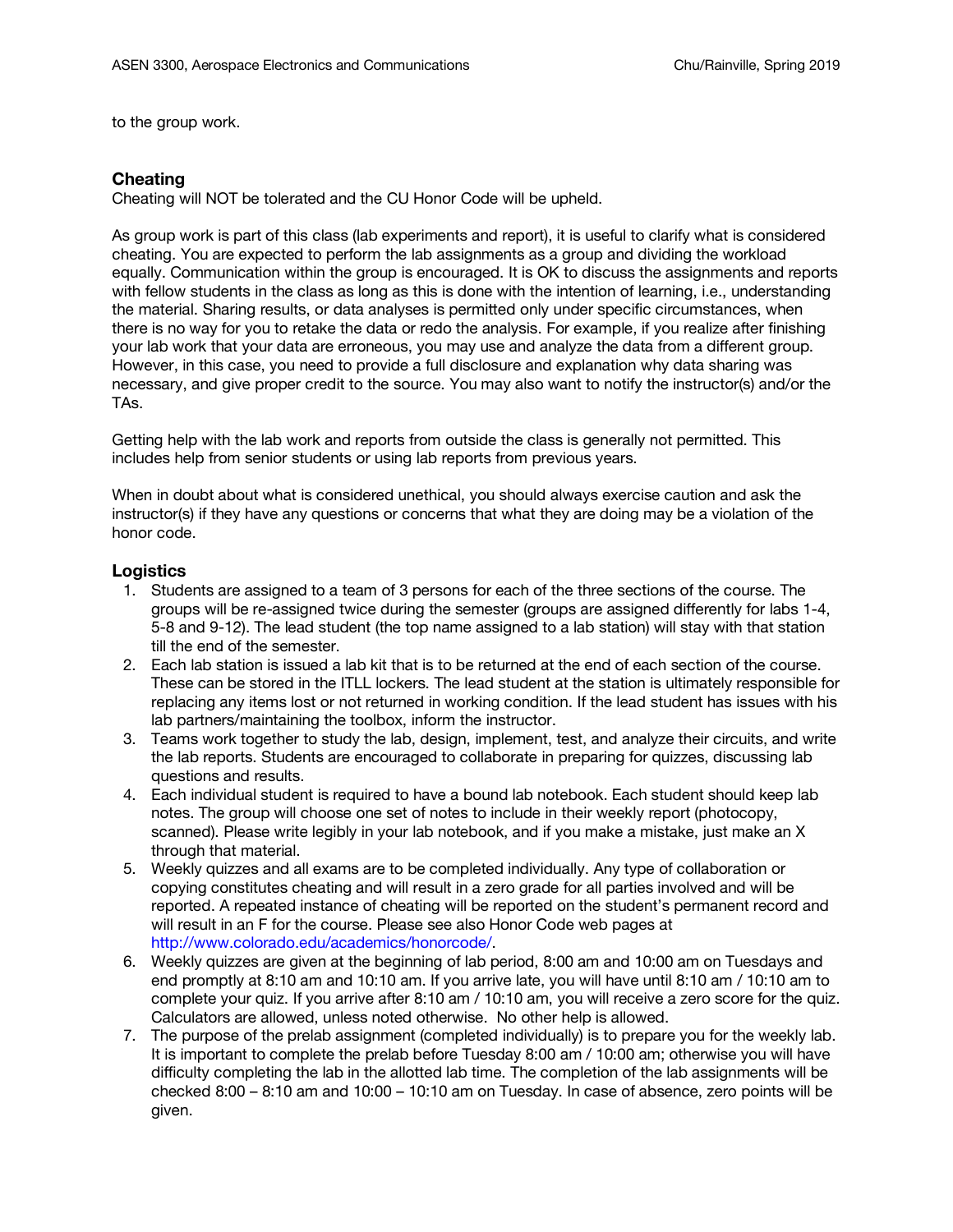to the group work.

### Cheating

Cheating will NOT be tolerated and the CU Honor Code will be upheld.

As group work is part of this class (lab experiments and report), it is useful to clarify what is considered cheating. You are expected to perform the lab assignments as a group and dividing the workload equally. Communication within the group is encouraged. It is OK to discuss the assignments and reports with fellow students in the class as long as this is done with the intention of learning, i.e., understanding the material. Sharing results, or data analyses is permitted only under specific circumstances, when there is no way for you to retake the data or redo the analysis. For example, if you realize after finishing your lab work that your data are erroneous, you may use and analyze the data from a different group. However, in this case, you need to provide a full disclosure and explanation why data sharing was necessary, and give proper credit to the source. You may also want to notify the instructor(s) and/or the TAs.

Getting help with the lab work and reports from outside the class is generally not permitted. This includes help from senior students or using lab reports from previous years.

When in doubt about what is considered unethical, you should always exercise caution and ask the instructor(s) if they have any questions or concerns that what they are doing may be a violation of the honor code.

### Logistics

1. Students are assigned to a team of 3 persons for each of the three sections of the course. The groups will be re-assigned twice during the semester (groups are assigned differently for labs 1-4, 5-8 and 9-12). The lead student (the top name assigned to a lab station) will stay with that station till the end of the semester.
2. Each lab station is issued a lab kit that is to be returned at the end of each section of the course. These can be stored in the ITLL lockers. The lead student at the station is ultimately responsible for replacing any items lost or not returned in working condition. If the lead student has issues with his lab partners/maintaining the toolbox, inform the instructor.
3. Teams work together to study the lab, design, implement, test, and analyze their circuits, and write the lab reports. Students are encouraged to collaborate in preparing for quizzes, discussing lab questions and results.
4. Each individual student is required to have a bound lab notebook. Each student should keep lab notes. The group will choose one set of notes to include in their weekly report (photocopy, scanned). Please write legibly in your lab notebook, and if you make a mistake, just make an X through that material.
5. Weekly quizzes and all exams are to be completed individually. Any type of collaboration or copying constitutes cheating and will result in a zero grade for all parties involved and will be reported. A repeated instance of cheating will be reported on the student's permanent record and will result in an F for the course. Please see also Honor Code web pages at http://www.colorado.edu/academics/honorcode/.
6. Weekly quizzes are given at the beginning of lab period, 8:00 am and 10:00 am on Tuesdays and end promptly at 8:10 am and 10:10 am. If you arrive late, you will have until 8:10 am / 10:10 am to complete your quiz. If you arrive after 8:10 am / 10:10 am, you will receive a zero score for the quiz. Calculators are allowed, unless noted otherwise. No other help is allowed.
7. The purpose of the prelab assignment (completed individually) is to prepare you for the weekly lab. It is important to complete the prelab before Tuesday 8:00 am / 10:00 am; otherwise you will have difficulty completing the lab in the allotted lab time. The completion of the lab assignments will be checked 8:00 – 8:10 am and 10:00 – 10:10 am on Tuesday. In case of absence, zero points will be given.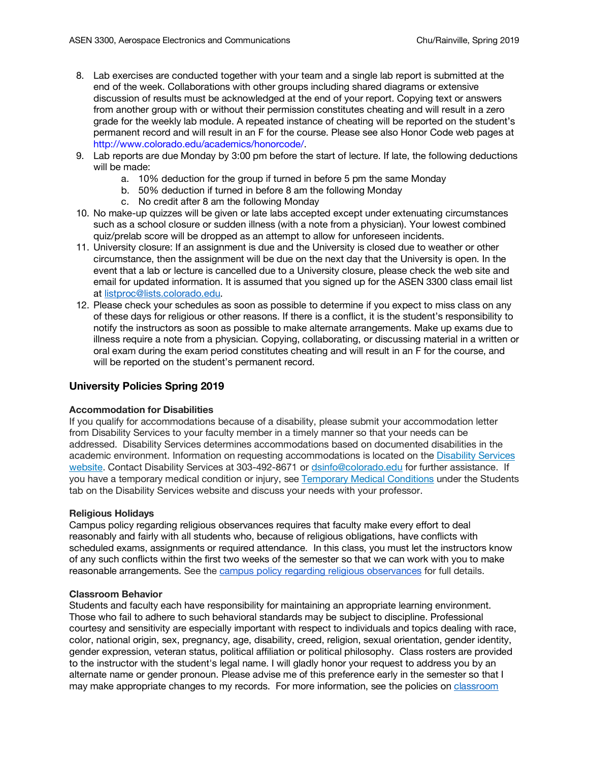8. Lab exercises are conducted together with your team and a single lab report is submitted at the end of the week. Collaborations with other groups including shared diagrams or extensive discussion of results must be acknowledged at the end of your report. Copying text or answers from another group with or without their permission constitutes cheating and will result in a zero grade for the weekly lab module. A repeated instance of cheating will be reported on the student's permanent record and will result in an F for the course. Please see also Honor Code web pages at http://www.colorado.edu/academics/honorcode/.
9. Lab reports are due Monday by 3:00 pm before the start of lecture. If late, the following deductions will be made:
   a. 10% deduction for the group if turned in before 5 pm the same Monday
   b. 50% deduction if turned in before 8 am the following Monday
   c. No credit after 8 am the following Monday
10. No make-up quizzes will be given or late labs accepted except under extenuating circumstances such as a school closure or sudden illness (with a note from a physician). Your lowest combined quiz/prelab score will be dropped as an attempt to allow for unforeseen incidents.
11. University closure: If an assignment is due and the University is closed due to weather or other circumstance, then the assignment will be due on the next day that the University is open. In the event that a lab or lecture is cancelled due to a University closure, please check the web site and email for updated information. It is assumed that you signed up for the ASEN 3300 class email list at listproc@lists.colorado.edu.
12. Please check your schedules as soon as possible to determine if you expect to miss class on any of these days for religious or other reasons. If there is a conflict, it is the student's responsibility to notify the instructors as soon as possible to make alternate arrangements. Make up exams due to illness require a note from a physician. Copying, collaborating, or discussing material in a written or oral exam during the exam period constitutes cheating and will result in an F for the course, and will be reported on the student's permanent record.

## University Policies Spring 2019

**Accommodation for Disabilities**

If you qualify for accommodations because of a disability, please submit your accommodation letter from Disability Services to your faculty member in a timely manner so that your needs can be addressed. Disability Services determines accommodations based on documented disabilities in the academic environment. Information on requesting accommodations is located on the Disability Services website. Contact Disability Services at 303-492-8671 or dsinfo@colorado.edu for further assistance. If you have a temporary medical condition or injury, see Temporary Medical Conditions under the Students tab on the Disability Services website and discuss your needs with your professor.

**Religious Holidays**

Campus policy regarding religious observances requires that faculty make every effort to deal reasonably and fairly with all students who, because of religious obligations, have conflicts with scheduled exams, assignments or required attendance. In this class, you must let the instructors know of any such conflicts within the first two weeks of the semester so that we can work with you to make reasonable arrangements. See the campus policy regarding religious observances for full details.

**Classroom Behavior**

Students and faculty each have responsibility for maintaining an appropriate learning environment. Those who fail to adhere to such behavioral standards may be subject to discipline. Professional courtesy and sensitivity are especially important with respect to individuals and topics dealing with race, color, national origin, sex, pregnancy, age, disability, creed, religion, sexual orientation, gender identity, gender expression, veteran status, political affiliation or political philosophy. Class rosters are provided to the instructor with the student's legal name. I will gladly honor your request to address you by an alternate name or gender pronoun. Please advise me of this preference early in the semester so that I may make appropriate changes to my records. For more information, see the policies on classroom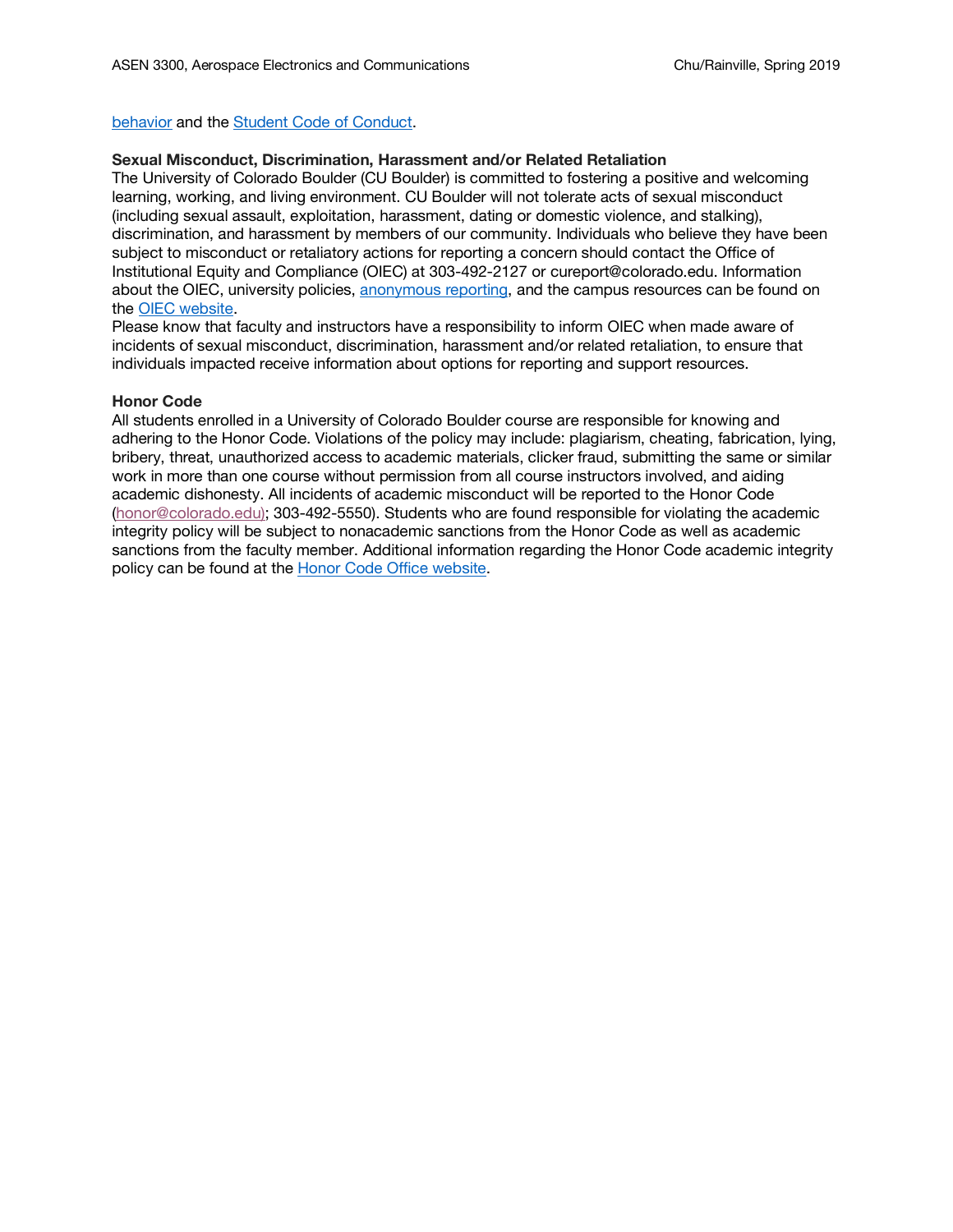behavior and the Student Code of Conduct.

**Sexual Misconduct, Discrimination, Harassment and/or Related Retaliation**
The University of Colorado Boulder (CU Boulder) is committed to fostering a positive and welcoming learning, working, and living environment. CU Boulder will not tolerate acts of sexual misconduct (including sexual assault, exploitation, harassment, dating or domestic violence, and stalking), discrimination, and harassment by members of our community. Individuals who believe they have been subject to misconduct or retaliatory actions for reporting a concern should contact the Office of Institutional Equity and Compliance (OIEC) at 303-492-2127 or cureport@colorado.edu. Information about the OIEC, university policies, anonymous reporting, and the campus resources can be found on the OIEC website.
Please know that faculty and instructors have a responsibility to inform OIEC when made aware of incidents of sexual misconduct, discrimination, harassment and/or related retaliation, to ensure that individuals impacted receive information about options for reporting and support resources.

**Honor Code**
All students enrolled in a University of Colorado Boulder course are responsible for knowing and adhering to the Honor Code. Violations of the policy may include: plagiarism, cheating, fabrication, lying, bribery, threat, unauthorized access to academic materials, clicker fraud, submitting the same or similar work in more than one course without permission from all course instructors involved, and aiding academic dishonesty. All incidents of academic misconduct will be reported to the Honor Code (honor@colorado.edu); 303-492-5550). Students who are found responsible for violating the academic integrity policy will be subject to nonacademic sanctions from the Honor Code as well as academic sanctions from the faculty member. Additional information regarding the Honor Code academic integrity policy can be found at the Honor Code Office website.